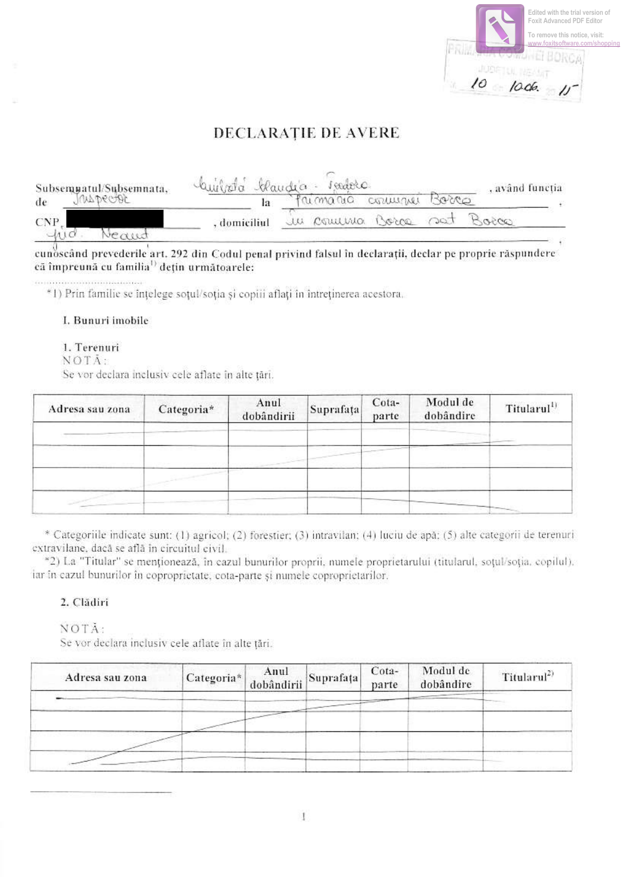PRIMĂRIA COMUNEI BORCA
JUDEȚUL NEAMȚ
10 din 10.06. 2015

# DECLARAȚIE DE AVERE

Subsemnatul/Subsemnata, Cuibotă Claudia - Teodora, având funcția de Inspector la Primăria comunei Borca, CNP [REDACTED], domiciliul în comuna Borca sat Borca jud. Neamț,

cunoscând prevederile art. 292 din Codul penal privind falsul în declarații, declar pe proprie răspundere că împreună cu familia[1] dețin următoarele:

*1) Prin familie se înțelege soțul/soția și copiii aflați în întreținerea acestora.

## I. Bunuri imobile

### 1. Terenuri

NOTĂ:
Se vor declara inclusiv cele aflate în alte țări.

| Adresa sau zona | Categoria* | Anul dobândirii | Suprafața | Cota-parte | Modul de dobândire | Titularul[1] |
|---|---|---|---|---|---|---|
| | | | | | | |
| | | | | | | |
| | | | | | | |
| | | | | | | |

* Categoriile indicate sunt: (1) agricol; (2) forestier; (3) intravilan; (4) luciu de apă; (5) alte categorii de terenuri extravilane, dacă se află în circuitul civil.

*2) La "Titular" se menționează, în cazul bunurilor proprii, numele proprietarului (titularul, soțul/soția, copilul), iar în cazul bunurilor în coproprietate, cota-parte și numele coproprietarilor.

### 2. Clădiri

NOTĂ:
Se vor declara inclusiv cele aflate în alte țări.

| Adresa sau zona | Categoria* | Anul dobândirii | Suprafața | Cota-parte | Modul de dobândire | Titularul[2] |
|---|---|---|---|---|---|---|
| | | | | | | |
| | | | | | | |
| | | | | | | |
| | | | | | | |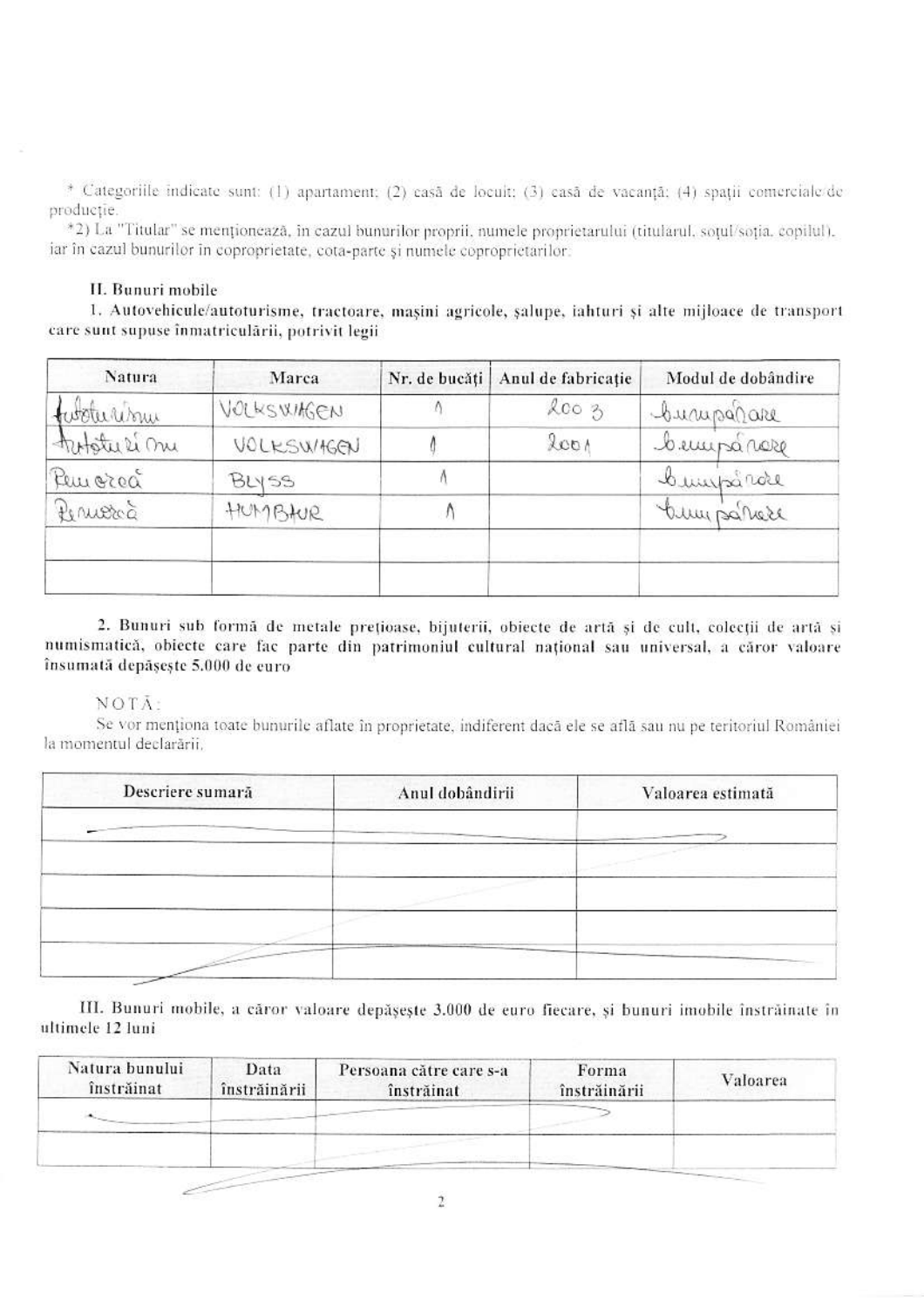\* Categoriile indicate sunt: (1) apartament; (2) casă de locuit; (3) casă de vacanță; (4) spații comerciale/de producție.

\*2) La "Titular" se menționează, în cazul bunurilor proprii, numele proprietarului (titularul, soțul/soția, copilul), iar în cazul bunurilor în coproprietate, cota-parte și numele coproprietarilor.

## II. Bunuri mobile

1. **Autovehicule/autoturisme, tractoare, mașini agricole, șalupe, iahturi și alte mijloace de transport care sunt supuse înmatriculării, potrivit legii**

| Natura | Marca | Nr. de bucăți | Anul de fabricație | Modul de dobândire |
|---|---|---|---|---|
| Autoturism | VOLKSWAGEN | 1 | 2003 | cumpărare |
| Autoturism | VOLKSWAGEN | 1 | 2001 | cumpărare |
| Remorcă | BLYSS | 1 | | cumpărare |
| Remorcă | HUMBAUR | 1 | | cumpărare |
| | | | | |
| | | | | |

2. **Bunuri sub formă de metale prețioase, bijuterii, obiecte de artă și de cult, colecții de artă și numismatică, obiecte care fac parte din patrimoniul cultural național sau universal, a căror valoare însumată depășește 5.000 de euro**

NOTĂ:

Se vor menționa toate bunurile aflate în proprietate, indiferent dacă ele se află sau nu pe teritoriul României la momentul declarării.

| Descriere sumară | Anul dobândirii | Valoarea estimată |
|---|---|---|
| | | |
| | | |
| | | |
| | | |
| | | |

## III. Bunuri mobile, a căror valoare depășește 3.000 de euro fiecare, și bunuri imobile înstrăinate în ultimele 12 luni

| Natura bunului înstrăinat | Data înstrăinării | Persoana către care s-a înstrăinat | Forma înstrăinării | Valoarea |
|---|---|---|---|---|
| | | | | |
| | | | | |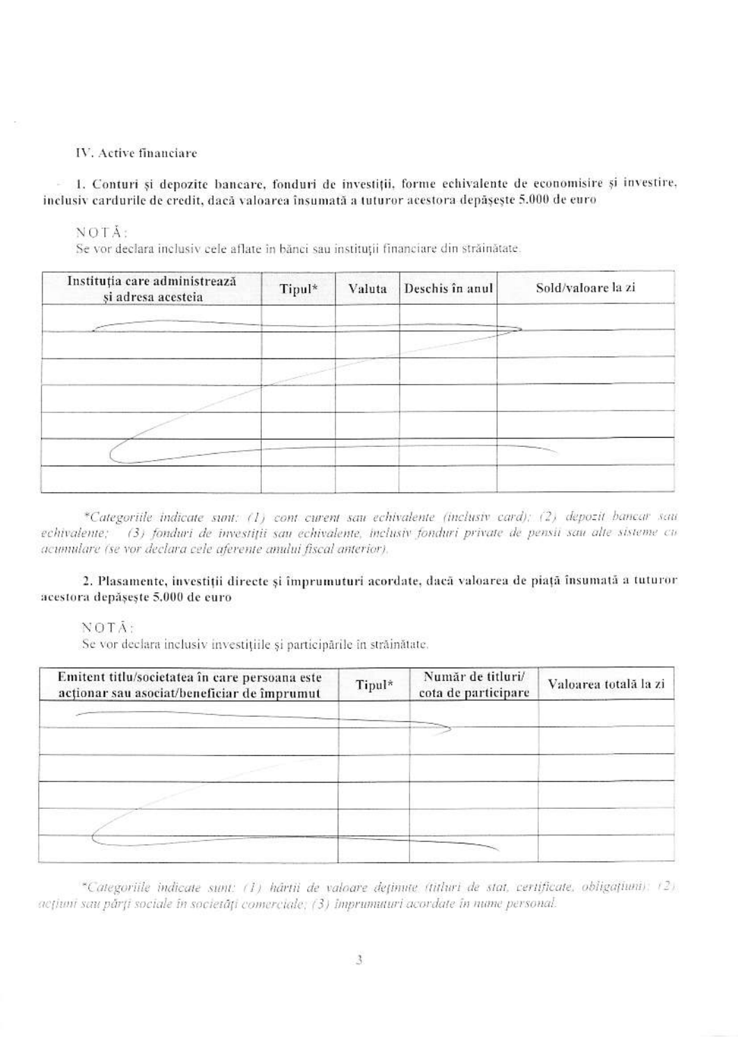IV. Active financiare

1. **Conturi și depozite bancare, fonduri de investiții, forme echivalente de economisire și investire, inclusiv cardurile de credit, dacă valoarea însumată a tuturor acestora depășește 5.000 de euro**

NOTĂ:
Se vor declara inclusiv cele aflate în bănci sau instituții financiare din străinătate.

| Instituția care administrează și adresa acesteia | Tipul* | Valuta | Deschis în anul | Sold/valoare la zi |
|---|---|---|---|---|
| | | | | |
| | | | | |
| | | | | |
| | | | | |
| | | | | |
| | | | | |
| | | | | |

*\*Categoriile indicate sunt: (1) cont curent sau echivalente (inclusiv card); (2) depozit bancar sau echivalente; (3) fonduri de investiții sau echivalente, inclusiv fonduri private de pensii sau alte sisteme cu acumulare (se vor declara cele aferente anului fiscal anterior).*

2. **Plasamente, investiții directe și împrumuturi acordate, dacă valoarea de piață însumată a tuturor acestora depășește 5.000 de euro**

NOTĂ:
Se vor declara inclusiv investițiile și participările în străinătate.

| Emitent titlu/societatea în care persoana este acționar sau asociat/beneficiar de împrumut | Tipul* | Număr de titluri/ cota de participare | Valoarea totală la zi |
|---|---|---|---|
| | | | |
| | | | |
| | | | |
| | | | |
| | | | |
| | | | |

*\*Categoriile indicate sunt: (1) hârtii de valoare deținute (titluri de stat, certificate, obligațiuni); (2) acțiuni sau părți sociale în societăți comerciale; (3) împrumuturi acordate în nume personal.*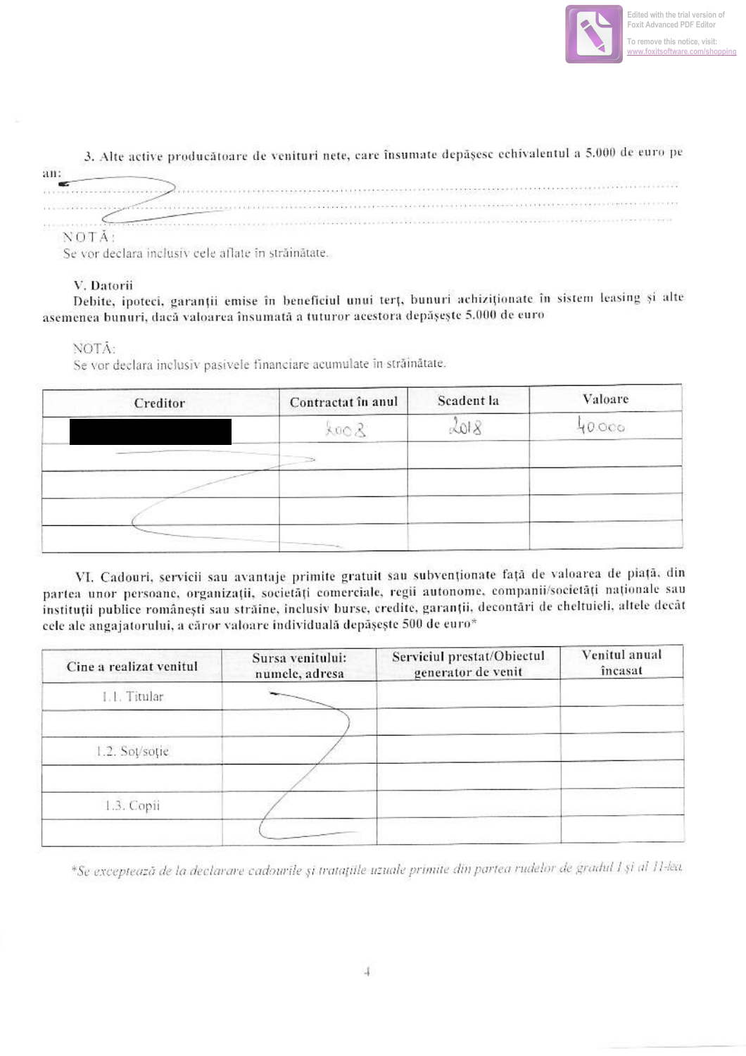3. Alte active producătoare de venituri nete, care însumate depășesc echivalentul a 5.000 de euro pe an:

NOTĂ:
Se vor declara inclusiv cele aflate în străinătate.

V. Datorii

Debite, ipoteci, garanții emise în beneficiul unui terț, bunuri achiziționate în sistem leasing și alte asemenea bunuri, dacă valoarea însumată a tuturor acestora depășește 5.000 de euro

NOTĂ:
Se vor declara inclusiv pasivele financiare acumulate în străinătate.

| Creditor | Contractat în anul | Scadent la | Valoare |
|---|---|---|---|
| [redactat] | 2008 | 2018 | 40000 |
| | | | |
| | | | |
| | | | |
| | | | |

VI. Cadouri, servicii sau avantaje primite gratuit sau subvenționate față de valoarea de piață, din partea unor persoane, organizații, societăți comerciale, regii autonome, companii/societăți naționale sau instituții publice românești sau străine, inclusiv burse, credite, garanții, decontări de cheltuieli, altele decât cele ale angajatorului, a căror valoare individuală depășește 500 de euro*

| Cine a realizat venitul | Sursa venitului: numele, adresa | Serviciul prestat/Obiectul generator de venit | Venitul anual încasat |
|---|---|---|---|
| 1.1. Titular | | | |
| | | | |
| 1.2. Soț/soție | | | |
| | | | |
| 1.3. Copii | | | |
| | | | |

*Se exceptează de la declarare cadourile și tratațiile uzuale primite din partea rudelor de gradul I și al II-lea.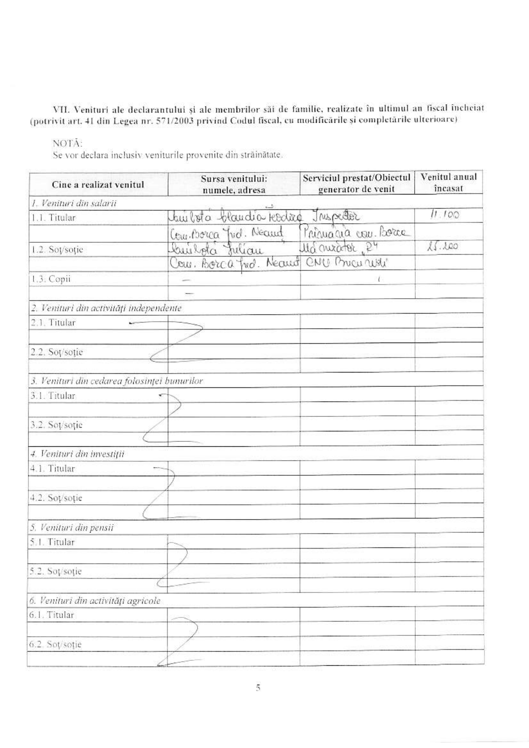VII. Venituri ale declarantului şi ale membrilor săi de familie, realizate în ultimul an fiscal încheiat (potrivit art. 41 din Legea nr. 571/2003 privind Codul fiscal, cu modificările şi completările ulterioare)

NOTĂ:
Se vor declara inclusiv veniturile provenite din străinătate.

| Cine a realizat venitul | Sursa venitului: numele, adresa | Serviciul prestat/Obiectul generator de venit | Venitul anual încasat |
|---|---|---|---|
| *1. Venituri din salarii* | | | |
| 1.1. Titular | Cuibota Claudia Rodica | Inspector | 11.100 |
| | Com. Borca Jud. Neamț | Primăria com. Borca | |
| 1.2. Soţ/soţie | Cuibota Iulian | Muncitor, P4 | 15.100 |
| | Com. Borca Jud. Neamț | CNU București | |
| 1.3. Copii | — | | |
| | — | | |
| *2. Venituri din activităţi independente* | | | |
| 2.1. Titular | | | |
| | | | |
| 2.2. Soţ/soţie | | | |
| | | | |
| *3. Venituri din cedarea folosinţei bunurilor* | | | |
| 3.1. Titular | | | |
| | | | |
| 3.2. Soţ/soţie | | | |
| | | | |
| *4. Venituri din investiţii* | | | |
| 4.1. Titular | | | |
| | | | |
| 4.2. Soţ/soţie | | | |
| | | | |
| *5. Venituri din pensii* | | | |
| 5.1. Titular | | | |
| | | | |
| 5.2. Soţ/soţie | | | |
| | | | |
| *6. Venituri din activităţi agricole* | | | |
| 6.1. Titular | | | |
| | | | |
| 6.2. Soţ/soţie | | | |
| | | | |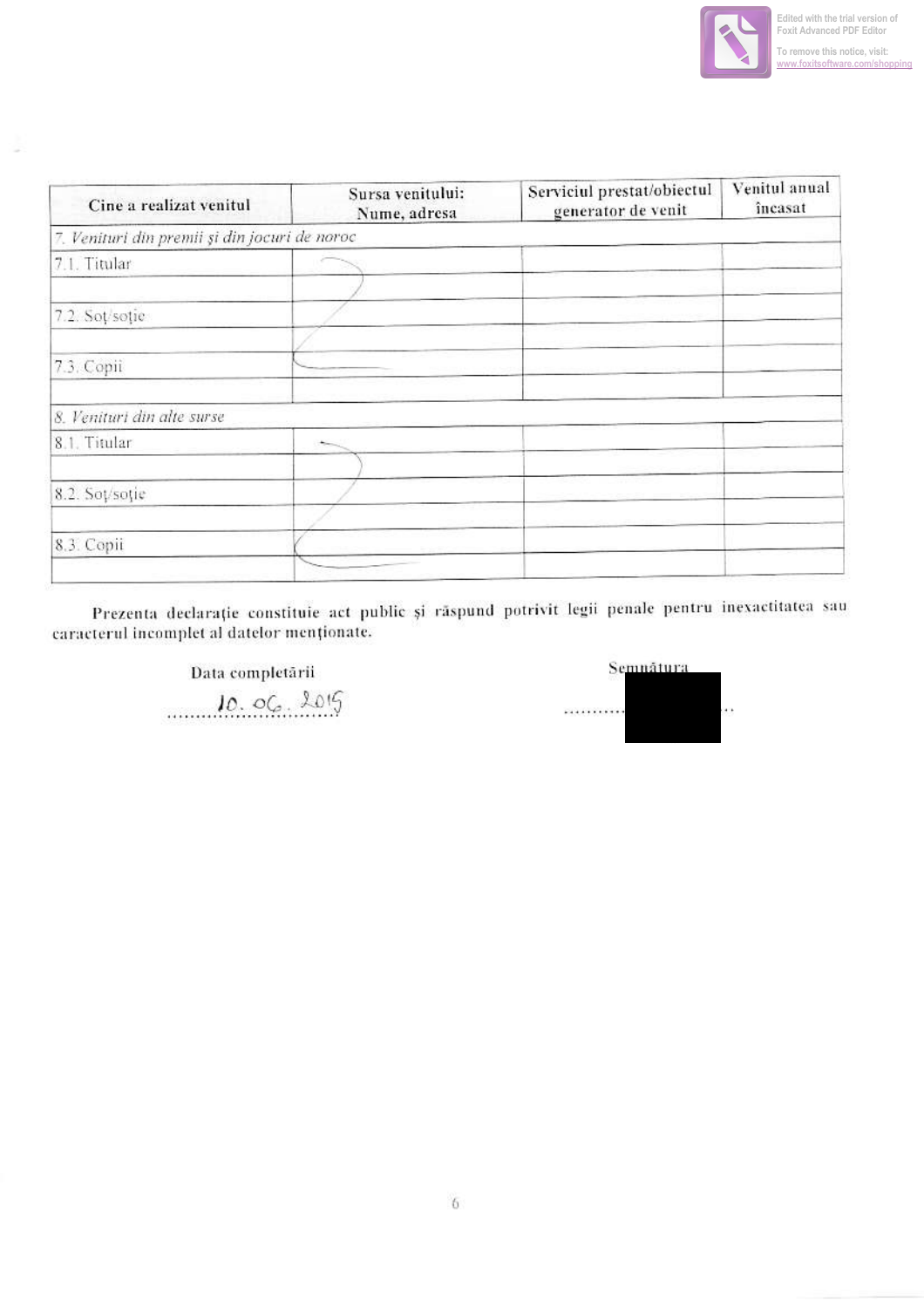| Cine a realizat venitul | Sursa venitului: Nume, adresa | Serviciul prestat/obiectul generator de venit | Venitul anual încasat |
|---|---|---|---|
| *7. Venituri din premii și din jocuri de noroc* | | | |
| 7.1. Titular | | | |
| | | | |
| 7.2. Soț/soție | | | |
| | | | |
| 7.3. Copii | | | |
| | | | |
| *8. Venituri din alte surse* | | | |
| 8.1. Titular | | | |
| | | | |
| 8.2. Soț/soție | | | |
| | | | |
| 8.3. Copii | | | |
| | | | |

**Prezenta declarație constituie act public și răspund potrivit legii penale pentru inexactitatea sau caracterul incomplet al datelor menționate.**

Data completării: 10. 06. 2015

Semnătura: ..............